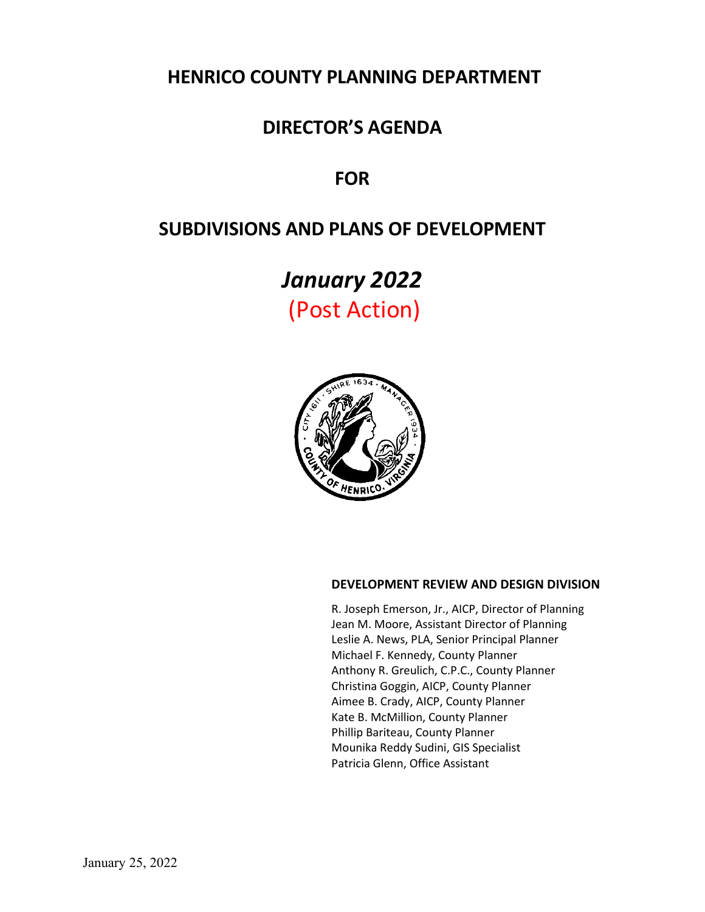# HENRICO COUNTY PLANNING DEPARTMENT

# DIRECTOR'S AGENDA

# FOR

# SUBDIVISIONS AND PLANS OF DEVELOPMENT

## *January 2022*

## (Post Action)

**DEVELOPMENT REVIEW AND DESIGN DIVISION**

R. Joseph Emerson, Jr., AICP, Director of Planning
Jean M. Moore, Assistant Director of Planning
Leslie A. News, PLA, Senior Principal Planner
Michael F. Kennedy, County Planner
Anthony R. Greulich, C.P.C., County Planner
Christina Goggin, AICP, County Planner
Aimee B. Crady, AICP, County Planner
Kate B. McMillion, County Planner
Phillip Bariteau, County Planner
Mounika Reddy Sudini, GIS Specialist
Patricia Glenn, Office Assistant

January 25, 2022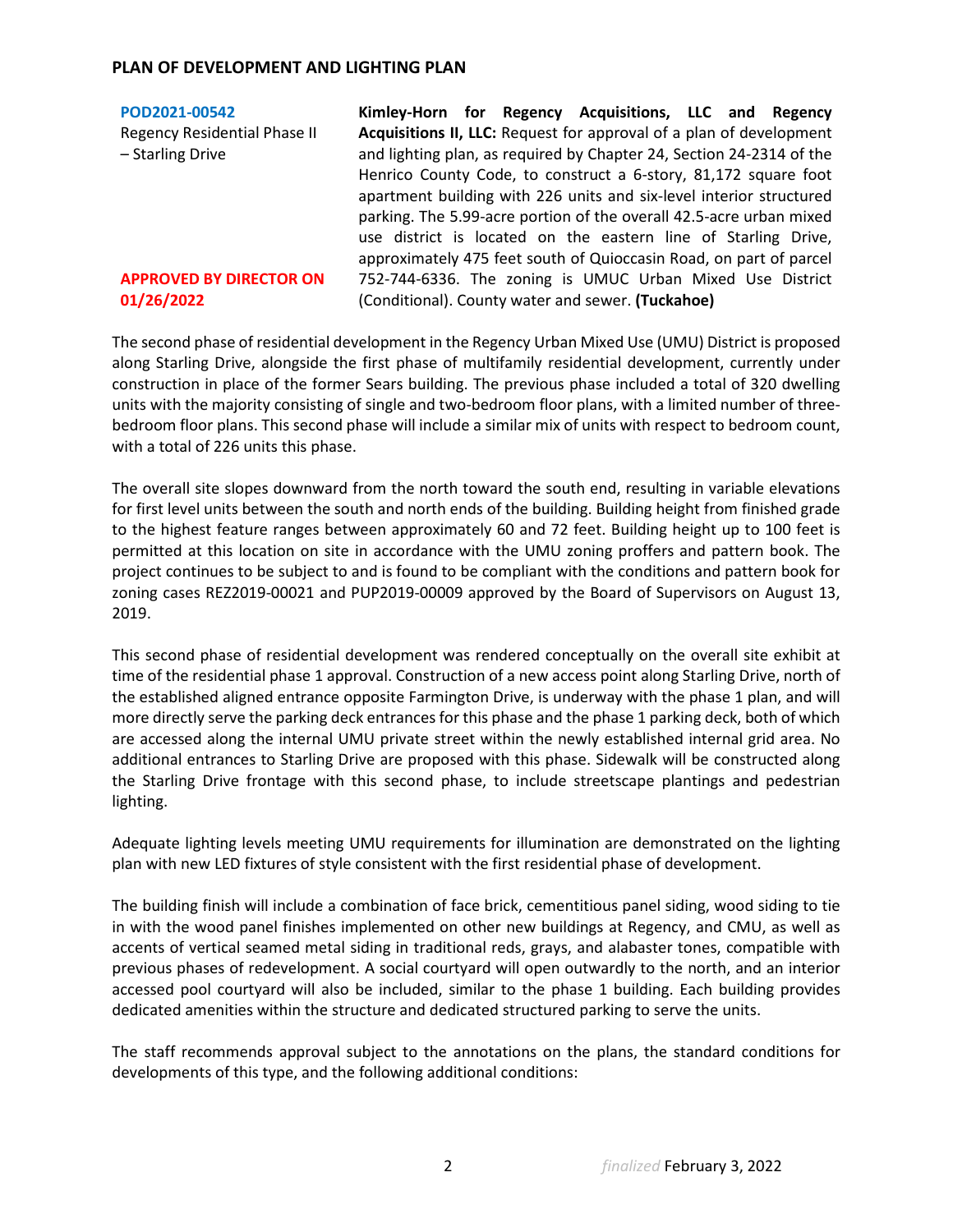## PLAN OF DEVELOPMENT AND LIGHTING PLAN

**POD2021-00542**
Regency Residential Phase II – Starling Drive

**APPROVED BY DIRECTOR ON 01/26/2022**

**Kimley-Horn for Regency Acquisitions, LLC and Regency Acquisitions II, LLC:** Request for approval of a plan of development and lighting plan, as required by Chapter 24, Section 24-2314 of the Henrico County Code, to construct a 6-story, 81,172 square foot apartment building with 226 units and six-level interior structured parking. The 5.99-acre portion of the overall 42.5-acre urban mixed use district is located on the eastern line of Starling Drive, approximately 475 feet south of Quioccasin Road, on part of parcel 752-744-6336. The zoning is UMUC Urban Mixed Use District (Conditional). County water and sewer. **(Tuckahoe)**

The second phase of residential development in the Regency Urban Mixed Use (UMU) District is proposed along Starling Drive, alongside the first phase of multifamily residential development, currently under construction in place of the former Sears building. The previous phase included a total of 320 dwelling units with the majority consisting of single and two-bedroom floor plans, with a limited number of three-bedroom floor plans. This second phase will include a similar mix of units with respect to bedroom count, with a total of 226 units this phase.

The overall site slopes downward from the north toward the south end, resulting in variable elevations for first level units between the south and north ends of the building. Building height from finished grade to the highest feature ranges between approximately 60 and 72 feet. Building height up to 100 feet is permitted at this location on site in accordance with the UMU zoning proffers and pattern book. The project continues to be subject to and is found to be compliant with the conditions and pattern book for zoning cases REZ2019-00021 and PUP2019-00009 approved by the Board of Supervisors on August 13, 2019.

This second phase of residential development was rendered conceptually on the overall site exhibit at time of the residential phase 1 approval. Construction of a new access point along Starling Drive, north of the established aligned entrance opposite Farmington Drive, is underway with the phase 1 plan, and will more directly serve the parking deck entrances for this phase and the phase 1 parking deck, both of which are accessed along the internal UMU private street within the newly established internal grid area. No additional entrances to Starling Drive are proposed with this phase. Sidewalk will be constructed along the Starling Drive frontage with this second phase, to include streetscape plantings and pedestrian lighting.

Adequate lighting levels meeting UMU requirements for illumination are demonstrated on the lighting plan with new LED fixtures of style consistent with the first residential phase of development.

The building finish will include a combination of face brick, cementitious panel siding, wood siding to tie in with the wood panel finishes implemented on other new buildings at Regency, and CMU, as well as accents of vertical seamed metal siding in traditional reds, grays, and alabaster tones, compatible with previous phases of redevelopment. A social courtyard will open outwardly to the north, and an interior accessed pool courtyard will also be included, similar to the phase 1 building. Each building provides dedicated amenities within the structure and dedicated structured parking to serve the units.

The staff recommends approval subject to the annotations on the plans, the standard conditions for developments of this type, and the following additional conditions: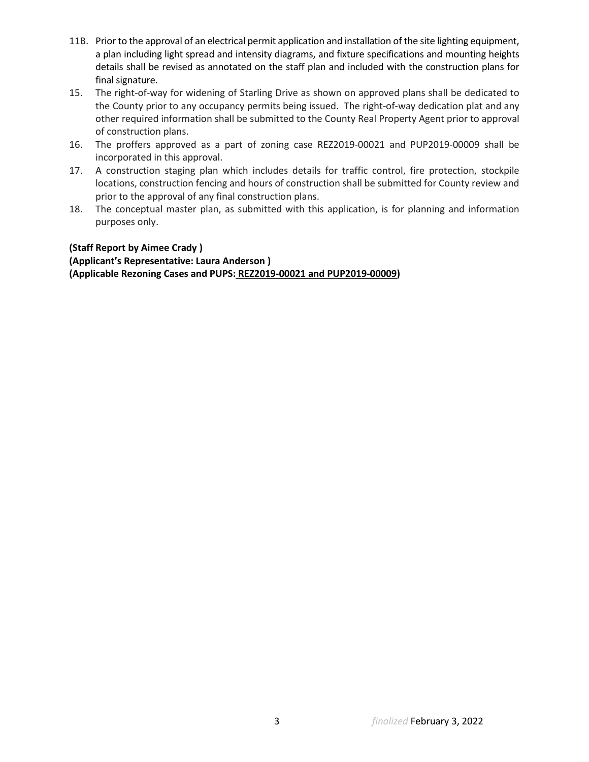11B. Prior to the approval of an electrical permit application and installation of the site lighting equipment, a plan including light spread and intensity diagrams, and fixture specifications and mounting heights details shall be revised as annotated on the staff plan and included with the construction plans for final signature.

15. The right-of-way for widening of Starling Drive as shown on approved plans shall be dedicated to the County prior to any occupancy permits being issued. The right-of-way dedication plat and any other required information shall be submitted to the County Real Property Agent prior to approval of construction plans.

16. The proffers approved as a part of zoning case REZ2019-00021 and PUP2019-00009 shall be incorporated in this approval.

17. A construction staging plan which includes details for traffic control, fire protection, stockpile locations, construction fencing and hours of construction shall be submitted for County review and prior to the approval of any final construction plans.

18. The conceptual master plan, as submitted with this application, is for planning and information purposes only.

**(Staff Report by Aimee Crady )**
**(Applicant's Representative: Laura Anderson )**
**(Applicable Rezoning Cases and PUPS: <u>REZ2019-00021 and PUP2019-00009</u>)**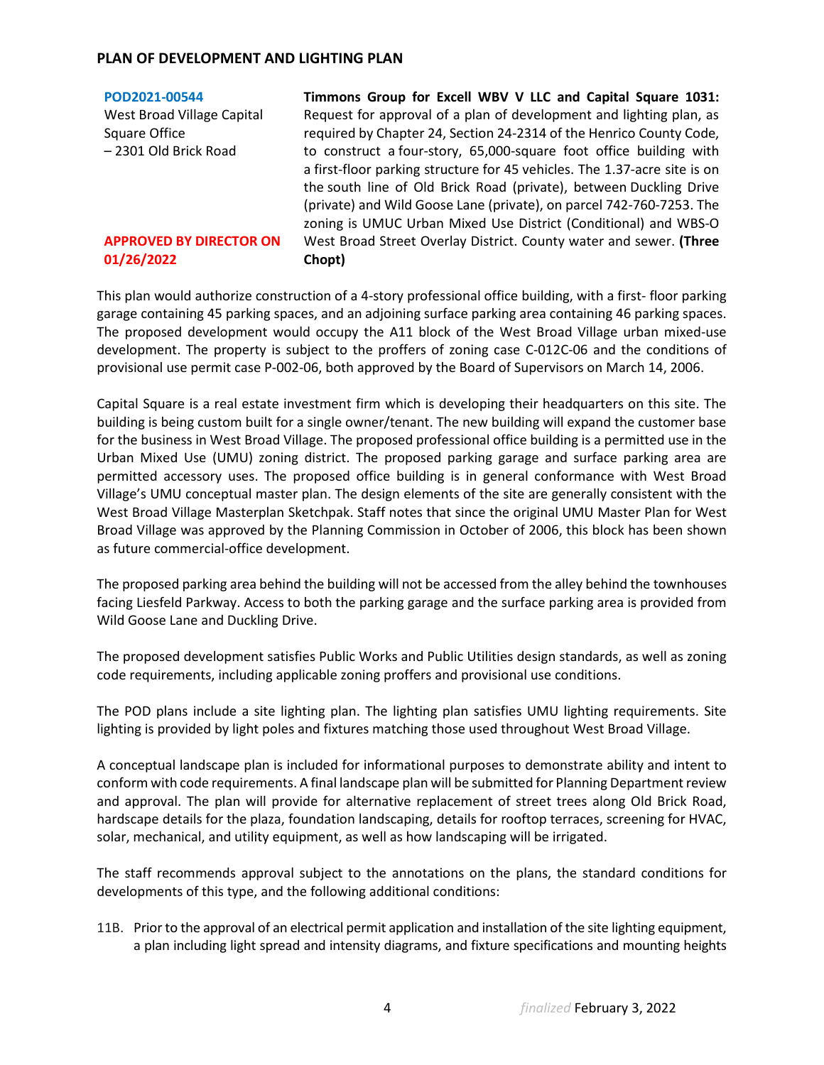## PLAN OF DEVELOPMENT AND LIGHTING PLAN

| | |
|---|---|
| **POD2021-00544**<br>West Broad Village Capital Square Office – 2301 Old Brick Road<br><br>**APPROVED BY DIRECTOR ON 01/26/2022** | **Timmons Group for Excell WBV V LLC and Capital Square 1031:** Request for approval of a plan of development and lighting plan, as required by Chapter 24, Section 24-2314 of the Henrico County Code, to construct a four-story, 65,000-square foot office building with a first-floor parking structure for 45 vehicles. The 1.37-acre site is on the south line of Old Brick Road (private), between Duckling Drive (private) and Wild Goose Lane (private), on parcel 742-760-7253. The zoning is UMUC Urban Mixed Use District (Conditional) and WBS-O West Broad Street Overlay District. County water and sewer. **(Three Chopt)** |

This plan would authorize construction of a 4-story professional office building, with a first- floor parking garage containing 45 parking spaces, and an adjoining surface parking area containing 46 parking spaces. The proposed development would occupy the A11 block of the West Broad Village urban mixed-use development. The property is subject to the proffers of zoning case C-012C-06 and the conditions of provisional use permit case P-002-06, both approved by the Board of Supervisors on March 14, 2006.

Capital Square is a real estate investment firm which is developing their headquarters on this site. The building is being custom built for a single owner/tenant. The new building will expand the customer base for the business in West Broad Village. The proposed professional office building is a permitted use in the Urban Mixed Use (UMU) zoning district. The proposed parking garage and surface parking area are permitted accessory uses. The proposed office building is in general conformance with West Broad Village's UMU conceptual master plan. The design elements of the site are generally consistent with the West Broad Village Masterplan Sketchpak. Staff notes that since the original UMU Master Plan for West Broad Village was approved by the Planning Commission in October of 2006, this block has been shown as future commercial-office development.

The proposed parking area behind the building will not be accessed from the alley behind the townhouses facing Liesfeld Parkway. Access to both the parking garage and the surface parking area is provided from Wild Goose Lane and Duckling Drive.

The proposed development satisfies Public Works and Public Utilities design standards, as well as zoning code requirements, including applicable zoning proffers and provisional use conditions.

The POD plans include a site lighting plan. The lighting plan satisfies UMU lighting requirements. Site lighting is provided by light poles and fixtures matching those used throughout West Broad Village.

A conceptual landscape plan is included for informational purposes to demonstrate ability and intent to conform with code requirements. A final landscape plan will be submitted for Planning Department review and approval. The plan will provide for alternative replacement of street trees along Old Brick Road, hardscape details for the plaza, foundation landscaping, details for rooftop terraces, screening for HVAC, solar, mechanical, and utility equipment, as well as how landscaping will be irrigated.

The staff recommends approval subject to the annotations on the plans, the standard conditions for developments of this type, and the following additional conditions:

11B. Prior to the approval of an electrical permit application and installation of the site lighting equipment, a plan including light spread and intensity diagrams, and fixture specifications and mounting heights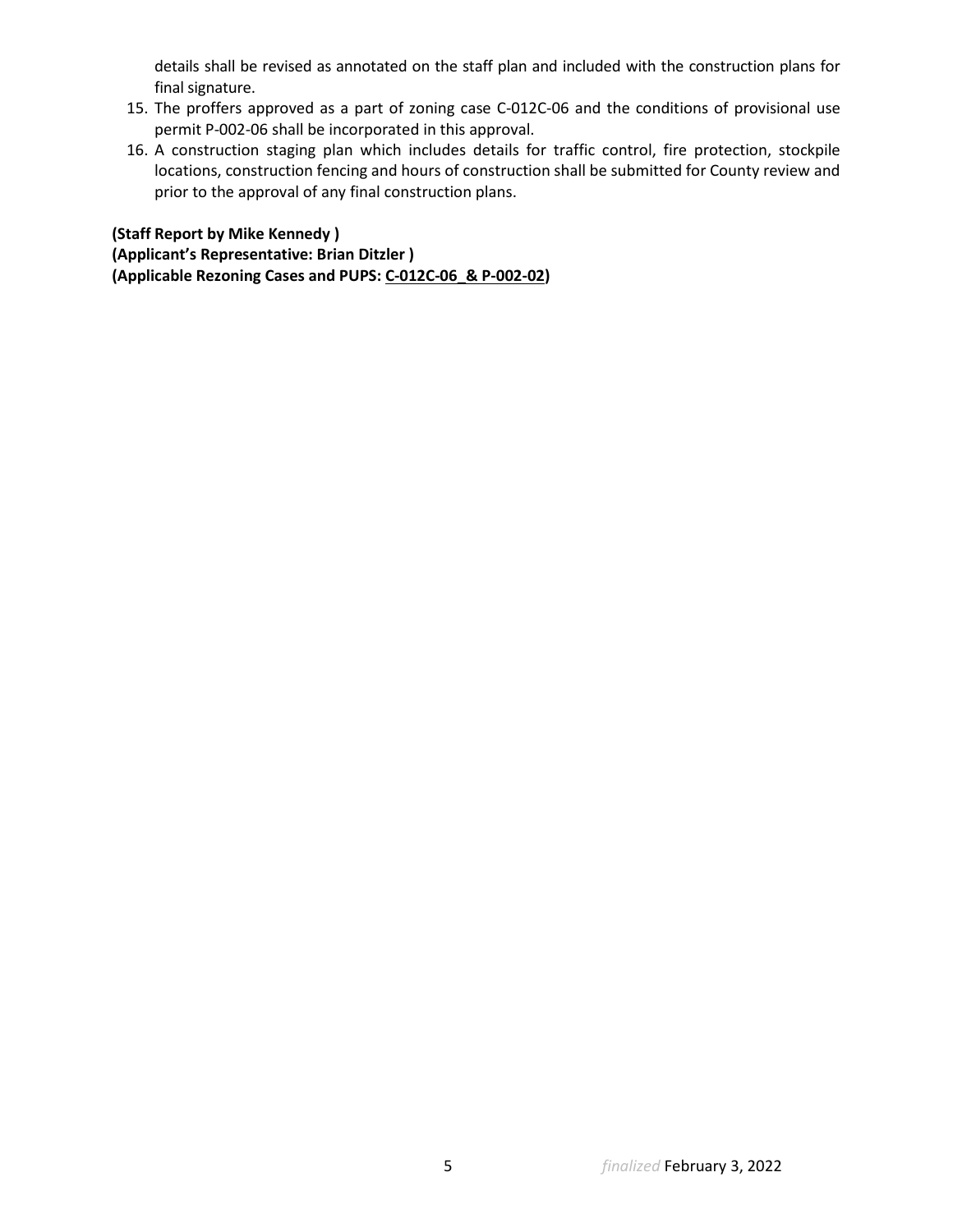details shall be revised as annotated on the staff plan and included with the construction plans for final signature.

15. The proffers approved as a part of zoning case C-012C-06 and the conditions of provisional use permit P-002-06 shall be incorporated in this approval.
16. A construction staging plan which includes details for traffic control, fire protection, stockpile locations, construction fencing and hours of construction shall be submitted for County review and prior to the approval of any final construction plans.

**(Staff Report by Mike Kennedy )**
**(Applicant's Representative: Brian Ditzler )**
**(Applicable Rezoning Cases and PUPS: C-012C-06_& P-002-02)**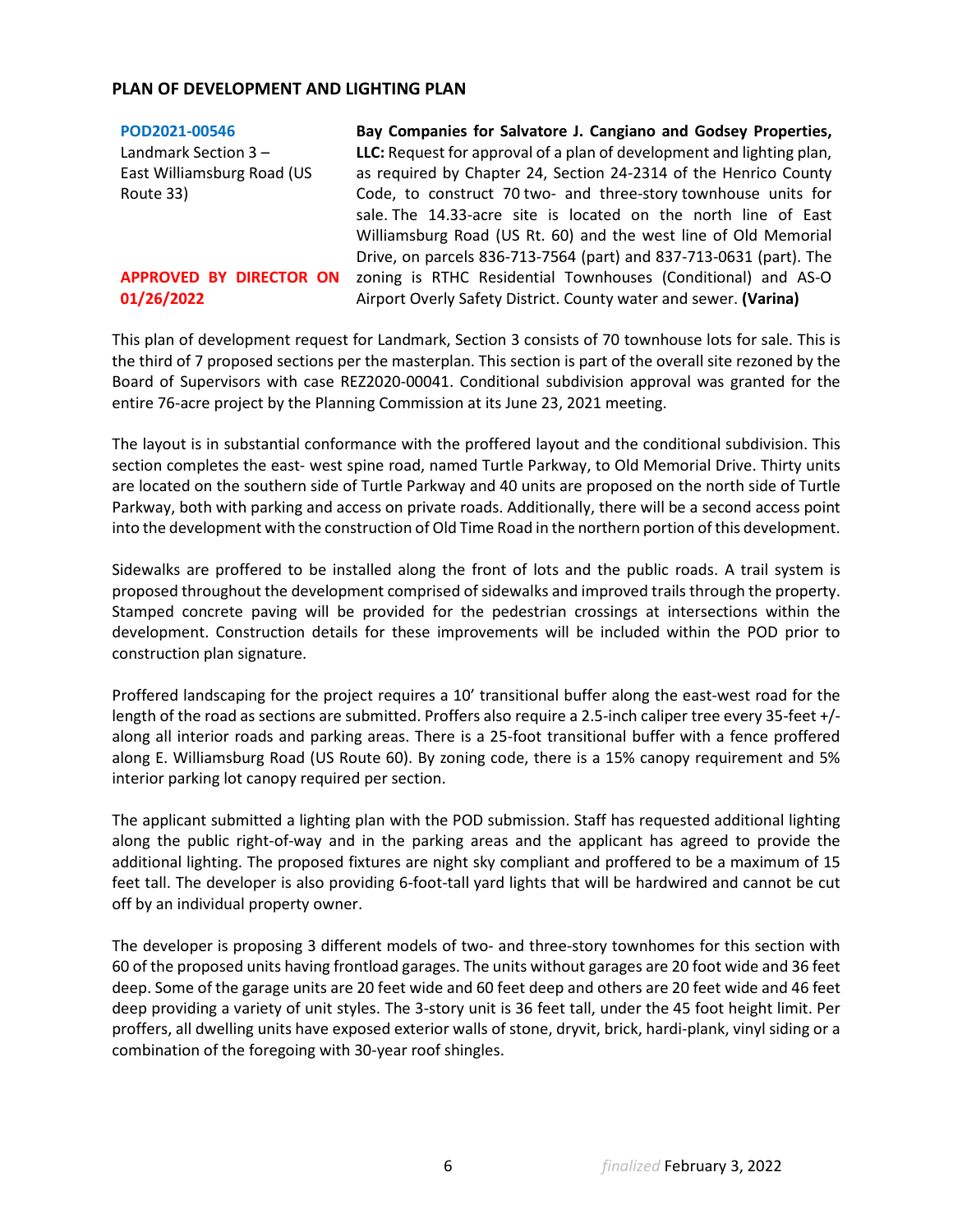## PLAN OF DEVELOPMENT AND LIGHTING PLAN

**POD2021-00546**
Landmark Section 3 – East Williamsburg Road (US Route 33)

**APPROVED BY DIRECTOR ON 01/26/2022**

**Bay Companies for Salvatore J. Cangiano and Godsey Properties, LLC:** Request for approval of a plan of development and lighting plan, as required by Chapter 24, Section 24-2314 of the Henrico County Code, to construct 70 two- and three-story townhouse units for sale. The 14.33-acre site is located on the north line of East Williamsburg Road (US Rt. 60) and the west line of Old Memorial Drive, on parcels 836-713-7564 (part) and 837-713-0631 (part). The zoning is RTHC Residential Townhouses (Conditional) and AS-O Airport Overly Safety District. County water and sewer. **(Varina)**

This plan of development request for Landmark, Section 3 consists of 70 townhouse lots for sale. This is the third of 7 proposed sections per the masterplan. This section is part of the overall site rezoned by the Board of Supervisors with case REZ2020-00041. Conditional subdivision approval was granted for the entire 76-acre project by the Planning Commission at its June 23, 2021 meeting.

The layout is in substantial conformance with the proffered layout and the conditional subdivision. This section completes the east- west spine road, named Turtle Parkway, to Old Memorial Drive. Thirty units are located on the southern side of Turtle Parkway and 40 units are proposed on the north side of Turtle Parkway, both with parking and access on private roads. Additionally, there will be a second access point into the development with the construction of Old Time Road in the northern portion of this development.

Sidewalks are proffered to be installed along the front of lots and the public roads. A trail system is proposed throughout the development comprised of sidewalks and improved trails through the property. Stamped concrete paving will be provided for the pedestrian crossings at intersections within the development. Construction details for these improvements will be included within the POD prior to construction plan signature.

Proffered landscaping for the project requires a 10' transitional buffer along the east-west road for the length of the road as sections are submitted. Proffers also require a 2.5-inch caliper tree every 35-feet +/- along all interior roads and parking areas. There is a 25-foot transitional buffer with a fence proffered along E. Williamsburg Road (US Route 60). By zoning code, there is a 15% canopy requirement and 5% interior parking lot canopy required per section.

The applicant submitted a lighting plan with the POD submission. Staff has requested additional lighting along the public right-of-way and in the parking areas and the applicant has agreed to provide the additional lighting. The proposed fixtures are night sky compliant and proffered to be a maximum of 15 feet tall. The developer is also providing 6-foot-tall yard lights that will be hardwired and cannot be cut off by an individual property owner.

The developer is proposing 3 different models of two- and three-story townhomes for this section with 60 of the proposed units having frontload garages. The units without garages are 20 foot wide and 36 feet deep. Some of the garage units are 20 feet wide and 60 feet deep and others are 20 feet wide and 46 feet deep providing a variety of unit styles. The 3-story unit is 36 feet tall, under the 45 foot height limit. Per proffers, all dwelling units have exposed exterior walls of stone, dryvit, brick, hardi-plank, vinyl siding or a combination of the foregoing with 30-year roof shingles.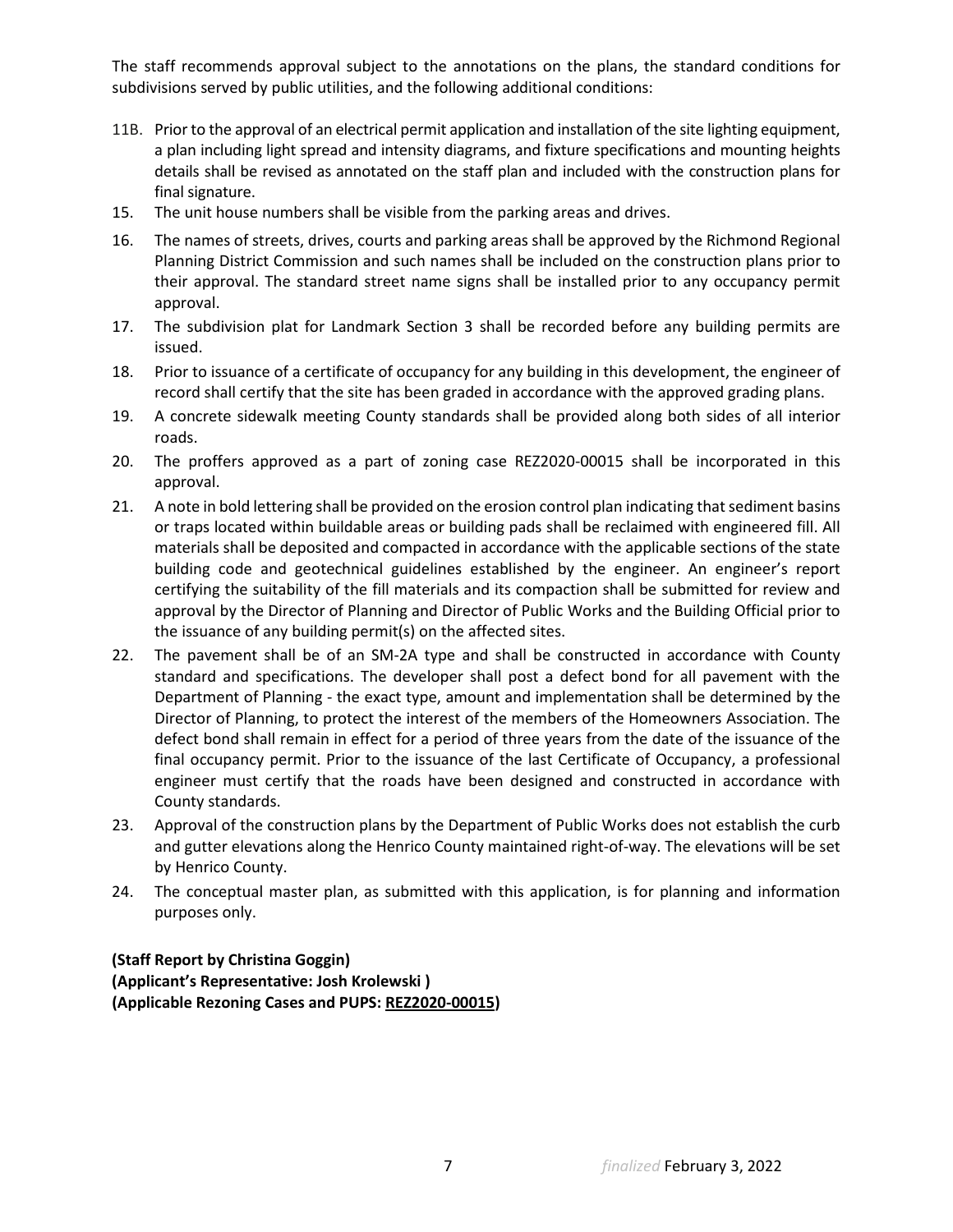The staff recommends approval subject to the annotations on the plans, the standard conditions for subdivisions served by public utilities, and the following additional conditions:

11B. Prior to the approval of an electrical permit application and installation of the site lighting equipment, a plan including light spread and intensity diagrams, and fixture specifications and mounting heights details shall be revised as annotated on the staff plan and included with the construction plans for final signature.

15. The unit house numbers shall be visible from the parking areas and drives.

16. The names of streets, drives, courts and parking areas shall be approved by the Richmond Regional Planning District Commission and such names shall be included on the construction plans prior to their approval. The standard street name signs shall be installed prior to any occupancy permit approval.

17. The subdivision plat for Landmark Section 3 shall be recorded before any building permits are issued.

18. Prior to issuance of a certificate of occupancy for any building in this development, the engineer of record shall certify that the site has been graded in accordance with the approved grading plans.

19. A concrete sidewalk meeting County standards shall be provided along both sides of all interior roads.

20. The proffers approved as a part of zoning case REZ2020-00015 shall be incorporated in this approval.

21. A note in bold lettering shall be provided on the erosion control plan indicating that sediment basins or traps located within buildable areas or building pads shall be reclaimed with engineered fill. All materials shall be deposited and compacted in accordance with the applicable sections of the state building code and geotechnical guidelines established by the engineer. An engineer's report certifying the suitability of the fill materials and its compaction shall be submitted for review and approval by the Director of Planning and Director of Public Works and the Building Official prior to the issuance of any building permit(s) on the affected sites.

22. The pavement shall be of an SM-2A type and shall be constructed in accordance with County standard and specifications. The developer shall post a defect bond for all pavement with the Department of Planning - the exact type, amount and implementation shall be determined by the Director of Planning, to protect the interest of the members of the Homeowners Association. The defect bond shall remain in effect for a period of three years from the date of the issuance of the final occupancy permit. Prior to the issuance of the last Certificate of Occupancy, a professional engineer must certify that the roads have been designed and constructed in accordance with County standards.

23. Approval of the construction plans by the Department of Public Works does not establish the curb and gutter elevations along the Henrico County maintained right-of-way. The elevations will be set by Henrico County.

24. The conceptual master plan, as submitted with this application, is for planning and information purposes only.

**(Staff Report by Christina Goggin)**
**(Applicant's Representative: Josh Krolewski )**
**(Applicable Rezoning Cases and PUPS: REZ2020-00015)**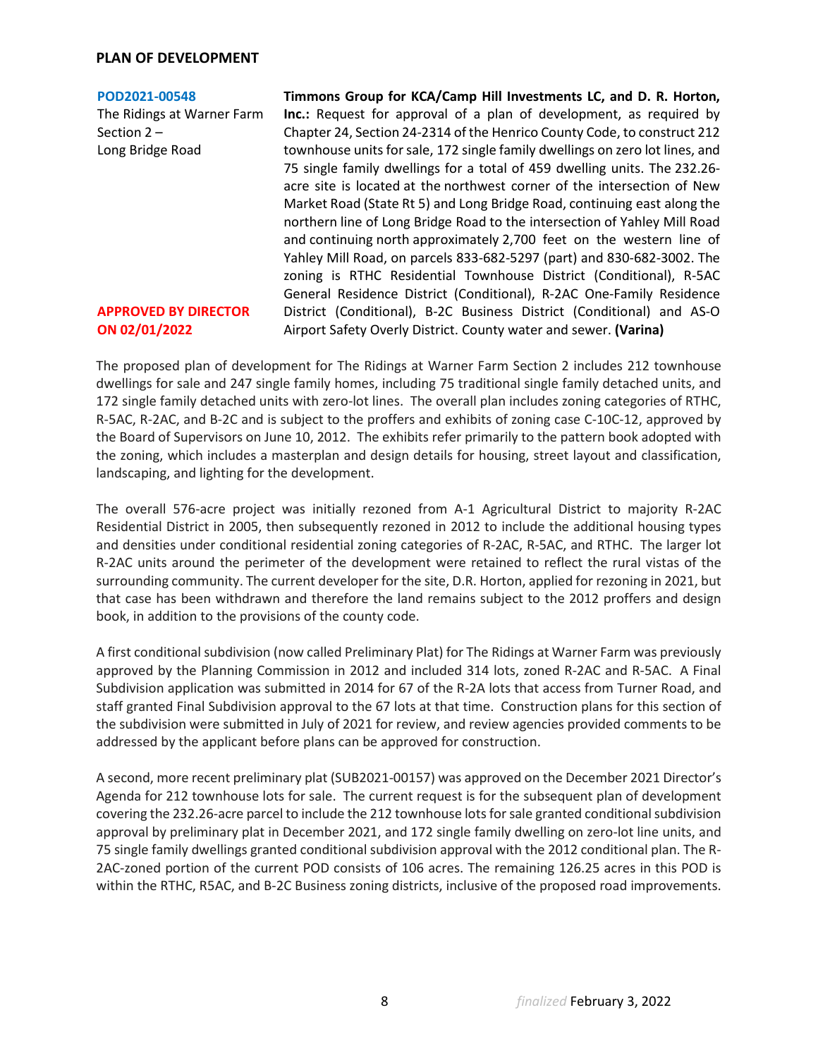## PLAN OF DEVELOPMENT

**POD2021-00548**
The Ridings at Warner Farm Section 2 – Long Bridge Road

**APPROVED BY DIRECTOR ON 02/01/2022**

**Timmons Group for KCA/Camp Hill Investments LC, and D. R. Horton, Inc.:** Request for approval of a plan of development, as required by Chapter 24, Section 24-2314 of the Henrico County Code, to construct 212 townhouse units for sale, 172 single family dwellings on zero lot lines, and 75 single family dwellings for a total of 459 dwelling units. The 232.26-acre site is located at the northwest corner of the intersection of New Market Road (State Rt 5) and Long Bridge Road, continuing east along the northern line of Long Bridge Road to the intersection of Yahley Mill Road and continuing north approximately 2,700 feet on the western line of Yahley Mill Road, on parcels 833-682-5297 (part) and 830-682-3002. The zoning is RTHC Residential Townhouse District (Conditional), R-5AC General Residence District (Conditional), R-2AC One-Family Residence District (Conditional), B-2C Business District (Conditional) and AS-O Airport Safety Overly District. County water and sewer. **(Varina)**

The proposed plan of development for The Ridings at Warner Farm Section 2 includes 212 townhouse dwellings for sale and 247 single family homes, including 75 traditional single family detached units, and 172 single family detached units with zero-lot lines. The overall plan includes zoning categories of RTHC, R-5AC, R-2AC, and B-2C and is subject to the proffers and exhibits of zoning case C-10C-12, approved by the Board of Supervisors on June 10, 2012. The exhibits refer primarily to the pattern book adopted with the zoning, which includes a masterplan and design details for housing, street layout and classification, landscaping, and lighting for the development.

The overall 576-acre project was initially rezoned from A-1 Agricultural District to majority R-2AC Residential District in 2005, then subsequently rezoned in 2012 to include the additional housing types and densities under conditional residential zoning categories of R-2AC, R-5AC, and RTHC. The larger lot R-2AC units around the perimeter of the development were retained to reflect the rural vistas of the surrounding community. The current developer for the site, D.R. Horton, applied for rezoning in 2021, but that case has been withdrawn and therefore the land remains subject to the 2012 proffers and design book, in addition to the provisions of the county code.

A first conditional subdivision (now called Preliminary Plat) for The Ridings at Warner Farm was previously approved by the Planning Commission in 2012 and included 314 lots, zoned R-2AC and R-5AC. A Final Subdivision application was submitted in 2014 for 67 of the R-2A lots that access from Turner Road, and staff granted Final Subdivision approval to the 67 lots at that time. Construction plans for this section of the subdivision were submitted in July of 2021 for review, and review agencies provided comments to be addressed by the applicant before plans can be approved for construction.

A second, more recent preliminary plat (SUB2021-00157) was approved on the December 2021 Director's Agenda for 212 townhouse lots for sale. The current request is for the subsequent plan of development covering the 232.26-acre parcel to include the 212 townhouse lots for sale granted conditional subdivision approval by preliminary plat in December 2021, and 172 single family dwelling on zero-lot line units, and 75 single family dwellings granted conditional subdivision approval with the 2012 conditional plan. The R-2AC-zoned portion of the current POD consists of 106 acres. The remaining 126.25 acres in this POD is within the RTHC, R5AC, and B-2C Business zoning districts, inclusive of the proposed road improvements.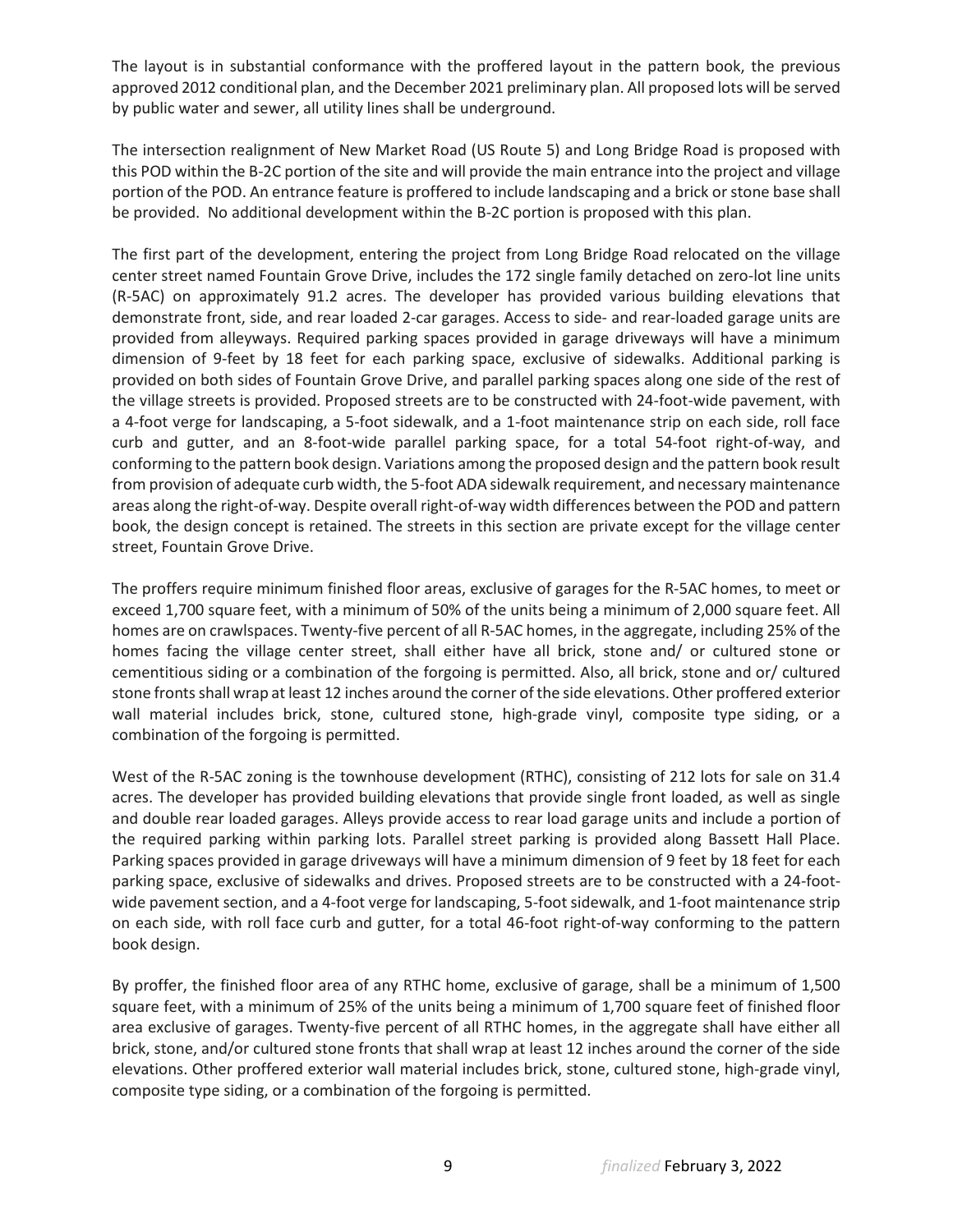The layout is in substantial conformance with the proffered layout in the pattern book, the previous approved 2012 conditional plan, and the December 2021 preliminary plan. All proposed lots will be served by public water and sewer, all utility lines shall be underground.

The intersection realignment of New Market Road (US Route 5) and Long Bridge Road is proposed with this POD within the B-2C portion of the site and will provide the main entrance into the project and village portion of the POD. An entrance feature is proffered to include landscaping and a brick or stone base shall be provided. No additional development within the B-2C portion is proposed with this plan.

The first part of the development, entering the project from Long Bridge Road relocated on the village center street named Fountain Grove Drive, includes the 172 single family detached on zero-lot line units (R-5AC) on approximately 91.2 acres. The developer has provided various building elevations that demonstrate front, side, and rear loaded 2-car garages. Access to side- and rear-loaded garage units are provided from alleyways. Required parking spaces provided in garage driveways will have a minimum dimension of 9-feet by 18 feet for each parking space, exclusive of sidewalks. Additional parking is provided on both sides of Fountain Grove Drive, and parallel parking spaces along one side of the rest of the village streets is provided. Proposed streets are to be constructed with 24-foot-wide pavement, with a 4-foot verge for landscaping, a 5-foot sidewalk, and a 1-foot maintenance strip on each side, roll face curb and gutter, and an 8-foot-wide parallel parking space, for a total 54-foot right-of-way, and conforming to the pattern book design. Variations among the proposed design and the pattern book result from provision of adequate curb width, the 5-foot ADA sidewalk requirement, and necessary maintenance areas along the right-of-way. Despite overall right-of-way width differences between the POD and pattern book, the design concept is retained. The streets in this section are private except for the village center street, Fountain Grove Drive.

The proffers require minimum finished floor areas, exclusive of garages for the R-5AC homes, to meet or exceed 1,700 square feet, with a minimum of 50% of the units being a minimum of 2,000 square feet. All homes are on crawlspaces. Twenty-five percent of all R-5AC homes, in the aggregate, including 25% of the homes facing the village center street, shall either have all brick, stone and/ or cultured stone or cementitious siding or a combination of the forgoing is permitted. Also, all brick, stone and or/ cultured stone fronts shall wrap at least 12 inches around the corner of the side elevations. Other proffered exterior wall material includes brick, stone, cultured stone, high-grade vinyl, composite type siding, or a combination of the forgoing is permitted.

West of the R-5AC zoning is the townhouse development (RTHC), consisting of 212 lots for sale on 31.4 acres. The developer has provided building elevations that provide single front loaded, as well as single and double rear loaded garages. Alleys provide access to rear load garage units and include a portion of the required parking within parking lots. Parallel street parking is provided along Bassett Hall Place. Parking spaces provided in garage driveways will have a minimum dimension of 9 feet by 18 feet for each parking space, exclusive of sidewalks and drives. Proposed streets are to be constructed with a 24-foot-wide pavement section, and a 4-foot verge for landscaping, 5-foot sidewalk, and 1-foot maintenance strip on each side, with roll face curb and gutter, for a total 46-foot right-of-way conforming to the pattern book design.

By proffer, the finished floor area of any RTHC home, exclusive of garage, shall be a minimum of 1,500 square feet, with a minimum of 25% of the units being a minimum of 1,700 square feet of finished floor area exclusive of garages. Twenty-five percent of all RTHC homes, in the aggregate shall have either all brick, stone, and/or cultured stone fronts that shall wrap at least 12 inches around the corner of the side elevations. Other proffered exterior wall material includes brick, stone, cultured stone, high-grade vinyl, composite type siding, or a combination of the forgoing is permitted.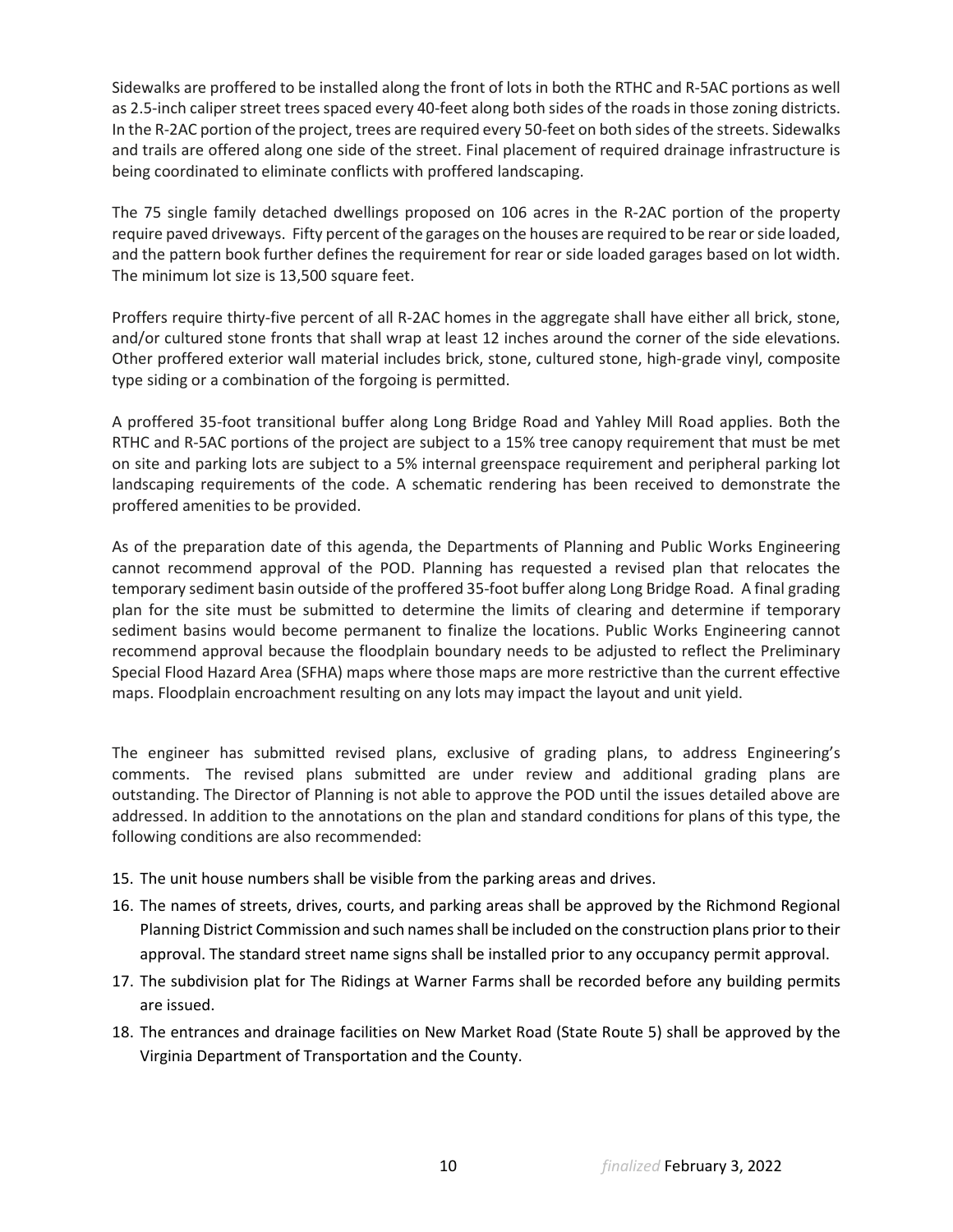Sidewalks are proffered to be installed along the front of lots in both the RTHC and R-5AC portions as well as 2.5-inch caliper street trees spaced every 40-feet along both sides of the roads in those zoning districts. In the R-2AC portion of the project, trees are required every 50-feet on both sides of the streets. Sidewalks and trails are offered along one side of the street. Final placement of required drainage infrastructure is being coordinated to eliminate conflicts with proffered landscaping.

The 75 single family detached dwellings proposed on 106 acres in the R-2AC portion of the property require paved driveways. Fifty percent of the garages on the houses are required to be rear or side loaded, and the pattern book further defines the requirement for rear or side loaded garages based on lot width. The minimum lot size is 13,500 square feet.

Proffers require thirty-five percent of all R-2AC homes in the aggregate shall have either all brick, stone, and/or cultured stone fronts that shall wrap at least 12 inches around the corner of the side elevations. Other proffered exterior wall material includes brick, stone, cultured stone, high-grade vinyl, composite type siding or a combination of the forgoing is permitted.

A proffered 35-foot transitional buffer along Long Bridge Road and Yahley Mill Road applies. Both the RTHC and R-5AC portions of the project are subject to a 15% tree canopy requirement that must be met on site and parking lots are subject to a 5% internal greenspace requirement and peripheral parking lot landscaping requirements of the code. A schematic rendering has been received to demonstrate the proffered amenities to be provided.

As of the preparation date of this agenda, the Departments of Planning and Public Works Engineering cannot recommend approval of the POD. Planning has requested a revised plan that relocates the temporary sediment basin outside of the proffered 35-foot buffer along Long Bridge Road. A final grading plan for the site must be submitted to determine the limits of clearing and determine if temporary sediment basins would become permanent to finalize the locations. Public Works Engineering cannot recommend approval because the floodplain boundary needs to be adjusted to reflect the Preliminary Special Flood Hazard Area (SFHA) maps where those maps are more restrictive than the current effective maps. Floodplain encroachment resulting on any lots may impact the layout and unit yield.

The engineer has submitted revised plans, exclusive of grading plans, to address Engineering's comments. The revised plans submitted are under review and additional grading plans are outstanding. The Director of Planning is not able to approve the POD until the issues detailed above are addressed. In addition to the annotations on the plan and standard conditions for plans of this type, the following conditions are also recommended:

15. The unit house numbers shall be visible from the parking areas and drives.
16. The names of streets, drives, courts, and parking areas shall be approved by the Richmond Regional Planning District Commission and such names shall be included on the construction plans prior to their approval. The standard street name signs shall be installed prior to any occupancy permit approval.
17. The subdivision plat for The Ridings at Warner Farms shall be recorded before any building permits are issued.
18. The entrances and drainage facilities on New Market Road (State Route 5) shall be approved by the Virginia Department of Transportation and the County.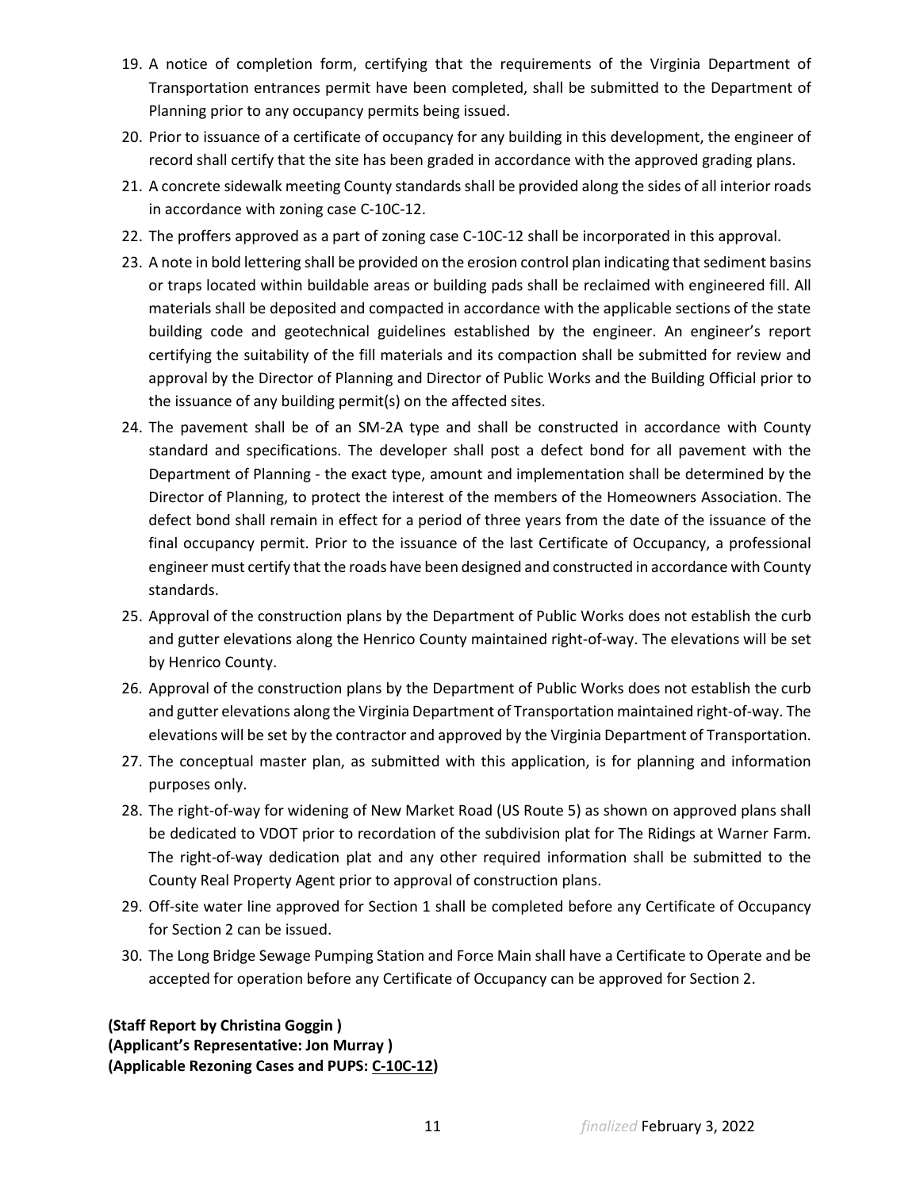19. A notice of completion form, certifying that the requirements of the Virginia Department of Transportation entrances permit have been completed, shall be submitted to the Department of Planning prior to any occupancy permits being issued.
20. Prior to issuance of a certificate of occupancy for any building in this development, the engineer of record shall certify that the site has been graded in accordance with the approved grading plans.
21. A concrete sidewalk meeting County standards shall be provided along the sides of all interior roads in accordance with zoning case C-10C-12.
22. The proffers approved as a part of zoning case C-10C-12 shall be incorporated in this approval.
23. A note in bold lettering shall be provided on the erosion control plan indicating that sediment basins or traps located within buildable areas or building pads shall be reclaimed with engineered fill. All materials shall be deposited and compacted in accordance with the applicable sections of the state building code and geotechnical guidelines established by the engineer. An engineer's report certifying the suitability of the fill materials and its compaction shall be submitted for review and approval by the Director of Planning and Director of Public Works and the Building Official prior to the issuance of any building permit(s) on the affected sites.
24. The pavement shall be of an SM-2A type and shall be constructed in accordance with County standard and specifications. The developer shall post a defect bond for all pavement with the Department of Planning - the exact type, amount and implementation shall be determined by the Director of Planning, to protect the interest of the members of the Homeowners Association. The defect bond shall remain in effect for a period of three years from the date of the issuance of the final occupancy permit. Prior to the issuance of the last Certificate of Occupancy, a professional engineer must certify that the roads have been designed and constructed in accordance with County standards.
25. Approval of the construction plans by the Department of Public Works does not establish the curb and gutter elevations along the Henrico County maintained right-of-way. The elevations will be set by Henrico County.
26. Approval of the construction plans by the Department of Public Works does not establish the curb and gutter elevations along the Virginia Department of Transportation maintained right-of-way. The elevations will be set by the contractor and approved by the Virginia Department of Transportation.
27. The conceptual master plan, as submitted with this application, is for planning and information purposes only.
28. The right-of-way for widening of New Market Road (US Route 5) as shown on approved plans shall be dedicated to VDOT prior to recordation of the subdivision plat for The Ridings at Warner Farm. The right-of-way dedication plat and any other required information shall be submitted to the County Real Property Agent prior to approval of construction plans.
29. Off-site water line approved for Section 1 shall be completed before any Certificate of Occupancy for Section 2 can be issued.
30. The Long Bridge Sewage Pumping Station and Force Main shall have a Certificate to Operate and be accepted for operation before any Certificate of Occupancy can be approved for Section 2.

**(Staff Report by Christina Goggin )**
**(Applicant's Representative: Jon Murray )**
**(Applicable Rezoning Cases and PUPS: C-10C-12)**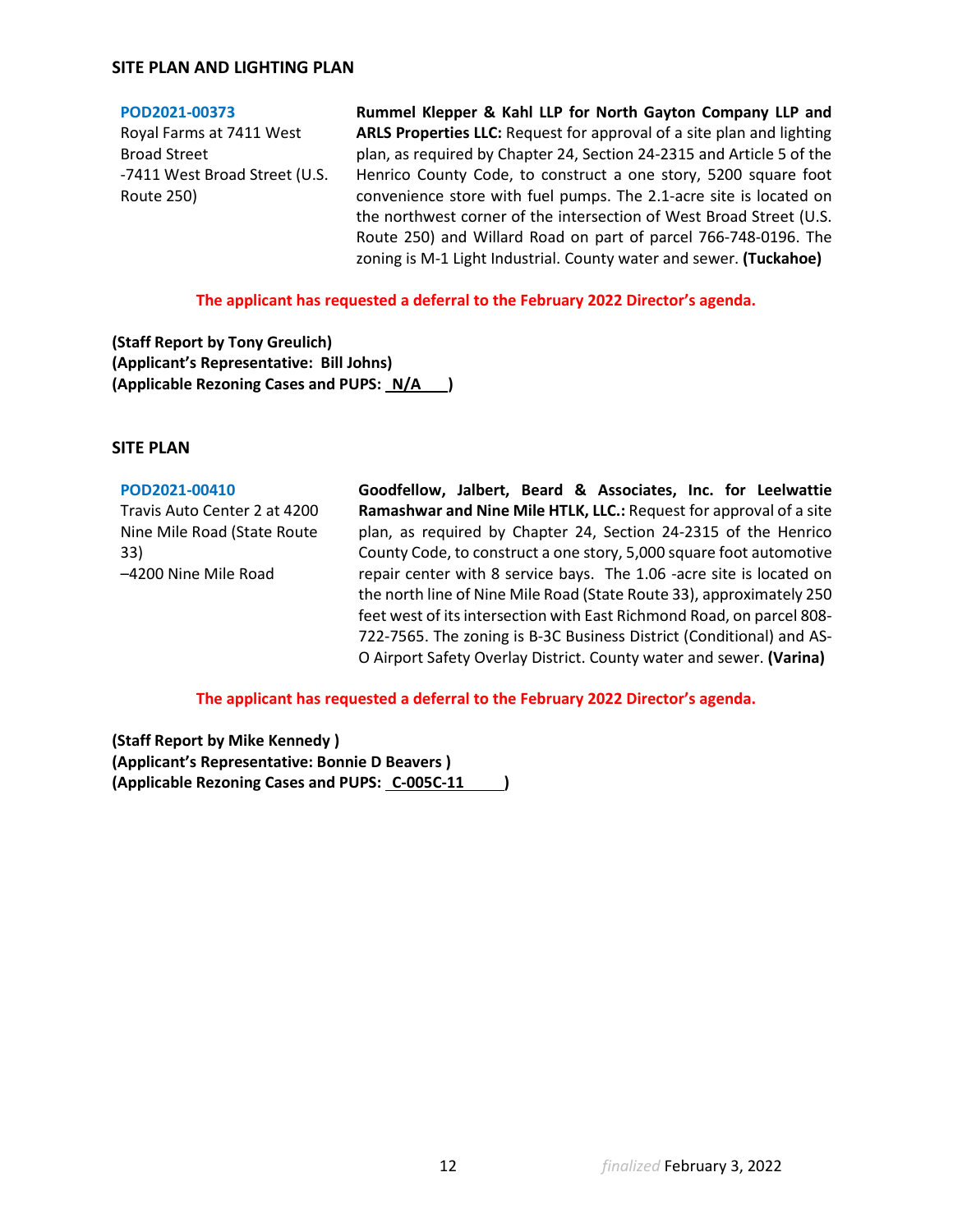## SITE PLAN AND LIGHTING PLAN

**POD2021-00373**
Royal Farms at 7411 West Broad Street
-7411 West Broad Street (U.S. Route 250)

**Rummel Klepper & Kahl LLP for North Gayton Company LLP and ARLS Properties LLC:** Request for approval of a site plan and lighting plan, as required by Chapter 24, Section 24-2315 and Article 5 of the Henrico County Code, to construct a one story, 5200 square foot convenience store with fuel pumps. The 2.1-acre site is located on the northwest corner of the intersection of West Broad Street (U.S. Route 250) and Willard Road on part of parcel 766-748-0196. The zoning is M-1 Light Industrial. County water and sewer. **(Tuckahoe)**

**The applicant has requested a deferral to the February 2022 Director's agenda.**

**(Staff Report by Tony Greulich)**
**(Applicant's Representative: Bill Johns)**
**(Applicable Rezoning Cases and PUPS: N/A )**

## SITE PLAN

**POD2021-00410**
Travis Auto Center 2 at 4200 Nine Mile Road (State Route 33)
–4200 Nine Mile Road

**Goodfellow, Jalbert, Beard & Associates, Inc. for Leelwattie Ramashwar and Nine Mile HTLK, LLC.:** Request for approval of a site plan, as required by Chapter 24, Section 24-2315 of the Henrico County Code, to construct a one story, 5,000 square foot automotive repair center with 8 service bays. The 1.06 -acre site is located on the north line of Nine Mile Road (State Route 33), approximately 250 feet west of its intersection with East Richmond Road, on parcel 808-722-7565. The zoning is B-3C Business District (Conditional) and AS-O Airport Safety Overlay District. County water and sewer. **(Varina)**

**The applicant has requested a deferral to the February 2022 Director's agenda.**

**(Staff Report by Mike Kennedy )**
**(Applicant's Representative: Bonnie D Beavers )**
**(Applicable Rezoning Cases and PUPS: C-005C-11 )**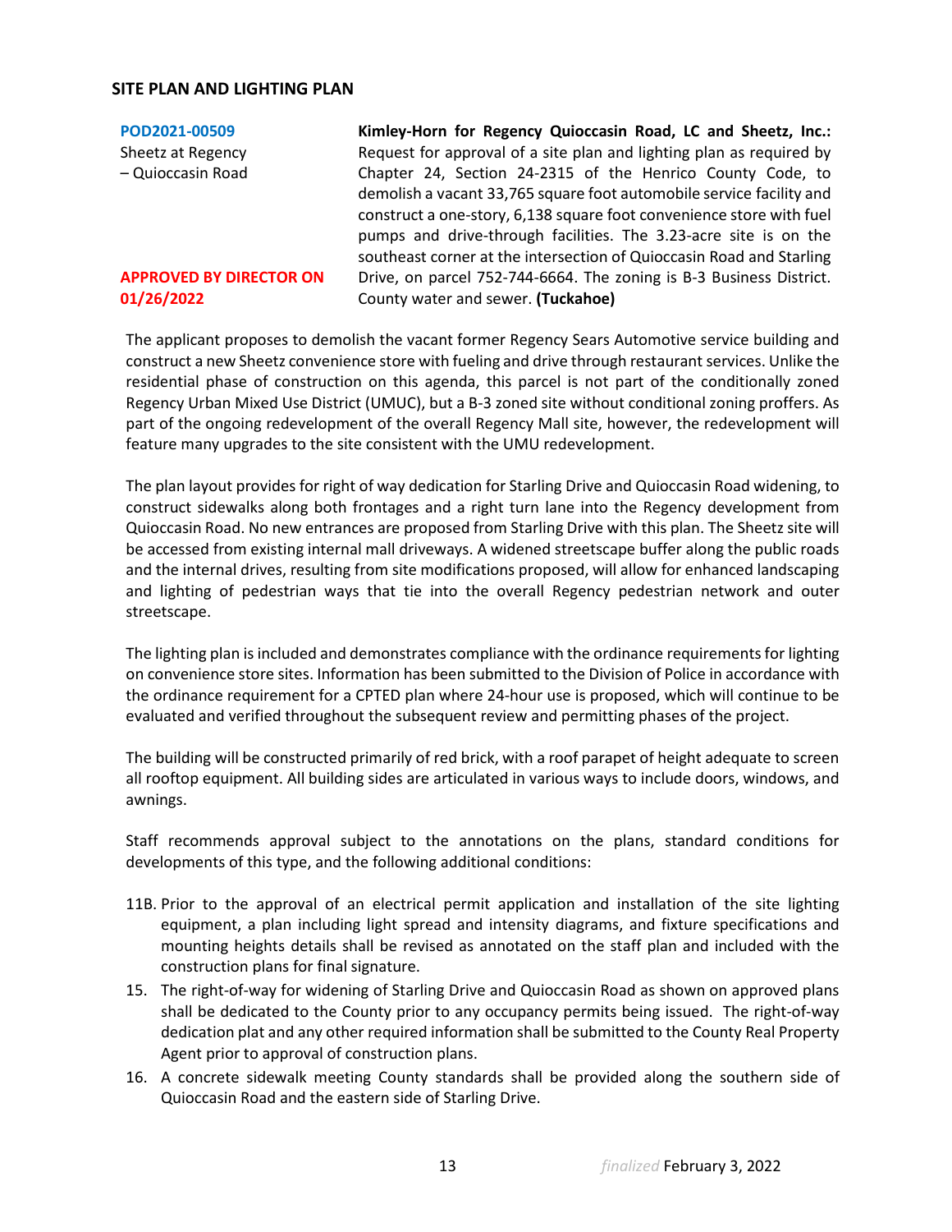## SITE PLAN AND LIGHTING PLAN

**POD2021-00509**
Sheetz at Regency – Quioccasin Road

**APPROVED BY DIRECTOR ON 01/26/2022**

**Kimley-Horn for Regency Quioccasin Road, LC and Sheetz, Inc.:** Request for approval of a site plan and lighting plan as required by Chapter 24, Section 24-2315 of the Henrico County Code, to demolish a vacant 33,765 square foot automobile service facility and construct a one-story, 6,138 square foot convenience store with fuel pumps and drive-through facilities. The 3.23-acre site is on the southeast corner at the intersection of Quioccasin Road and Starling Drive, on parcel 752-744-6664. The zoning is B-3 Business District. County water and sewer. **(Tuckahoe)**

The applicant proposes to demolish the vacant former Regency Sears Automotive service building and construct a new Sheetz convenience store with fueling and drive through restaurant services. Unlike the residential phase of construction on this agenda, this parcel is not part of the conditionally zoned Regency Urban Mixed Use District (UMUC), but a B-3 zoned site without conditional zoning proffers. As part of the ongoing redevelopment of the overall Regency Mall site, however, the redevelopment will feature many upgrades to the site consistent with the UMU redevelopment.

The plan layout provides for right of way dedication for Starling Drive and Quioccasin Road widening, to construct sidewalks along both frontages and a right turn lane into the Regency development from Quioccasin Road. No new entrances are proposed from Starling Drive with this plan. The Sheetz site will be accessed from existing internal mall driveways. A widened streetscape buffer along the public roads and the internal drives, resulting from site modifications proposed, will allow for enhanced landscaping and lighting of pedestrian ways that tie into the overall Regency pedestrian network and outer streetscape.

The lighting plan is included and demonstrates compliance with the ordinance requirements for lighting on convenience store sites. Information has been submitted to the Division of Police in accordance with the ordinance requirement for a CPTED plan where 24-hour use is proposed, which will continue to be evaluated and verified throughout the subsequent review and permitting phases of the project.

The building will be constructed primarily of red brick, with a roof parapet of height adequate to screen all rooftop equipment. All building sides are articulated in various ways to include doors, windows, and awnings.

Staff recommends approval subject to the annotations on the plans, standard conditions for developments of this type, and the following additional conditions:

11B. Prior to the approval of an electrical permit application and installation of the site lighting equipment, a plan including light spread and intensity diagrams, and fixture specifications and mounting heights details shall be revised as annotated on the staff plan and included with the construction plans for final signature.

15. The right-of-way for widening of Starling Drive and Quioccasin Road as shown on approved plans shall be dedicated to the County prior to any occupancy permits being issued. The right-of-way dedication plat and any other required information shall be submitted to the County Real Property Agent prior to approval of construction plans.

16. A concrete sidewalk meeting County standards shall be provided along the southern side of Quioccasin Road and the eastern side of Starling Drive.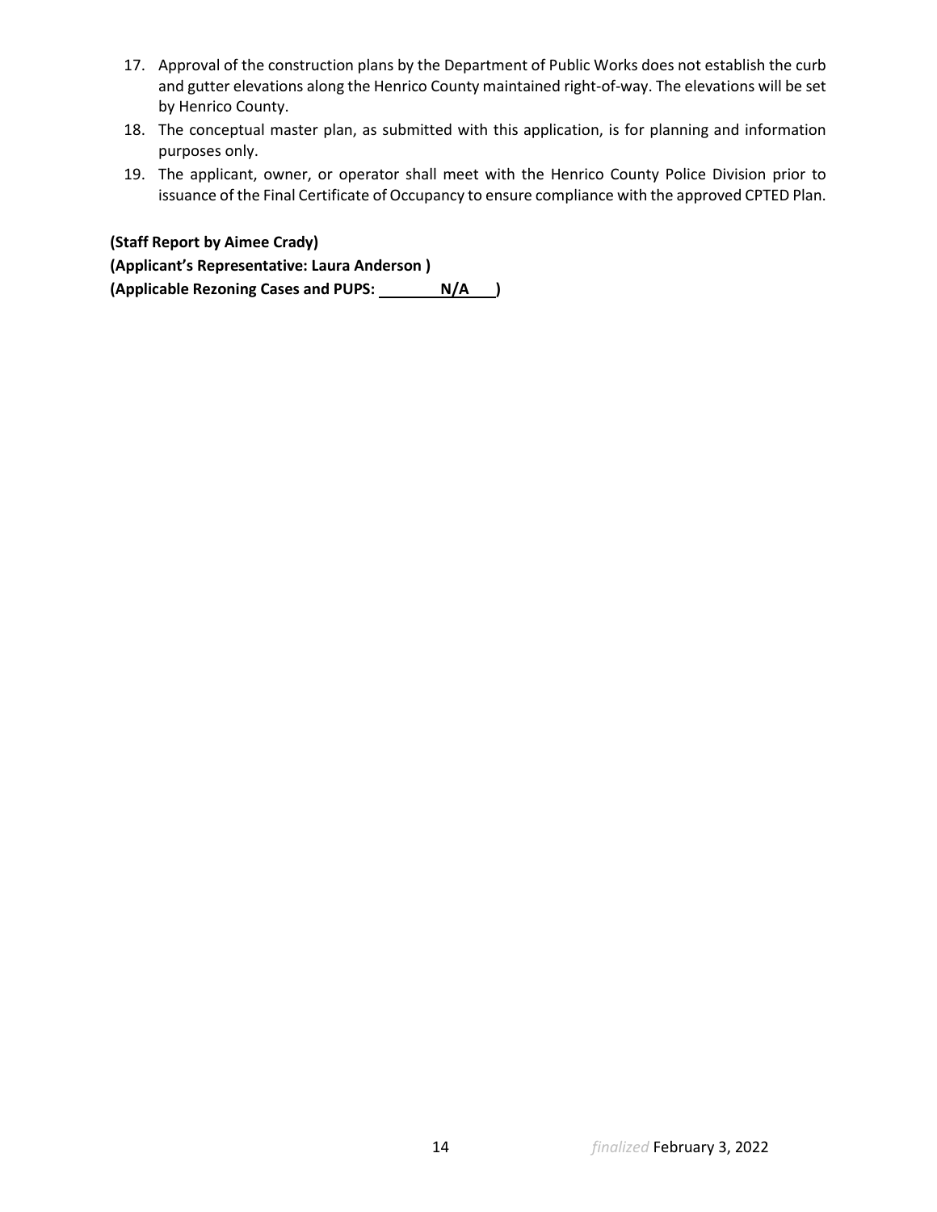17. Approval of the construction plans by the Department of Public Works does not establish the curb and gutter elevations along the Henrico County maintained right-of-way. The elevations will be set by Henrico County.
18. The conceptual master plan, as submitted with this application, is for planning and information purposes only.
19. The applicant, owner, or operator shall meet with the Henrico County Police Division prior to issuance of the Final Certificate of Occupancy to ensure compliance with the approved CPTED Plan.

**(Staff Report by Aimee Crady)**
**(Applicant's Representative: Laura Anderson )**
**(Applicable Rezoning Cases and PUPS: N/A )**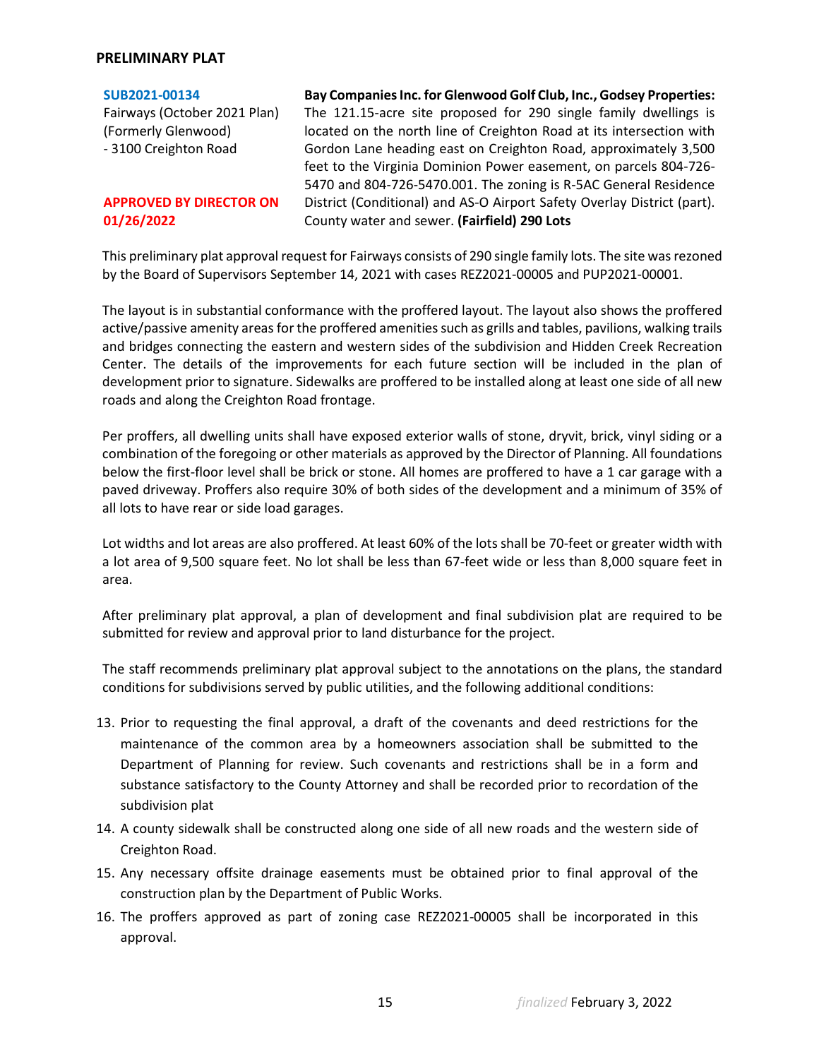## PRELIMINARY PLAT

**SUB2021-00134**
Fairways (October 2021 Plan)
(Formerly Glenwood)
- 3100 Creighton Road

**APPROVED BY DIRECTOR ON 01/26/2022**

**Bay Companies Inc. for Glenwood Golf Club, Inc., Godsey Properties:** The 121.15-acre site proposed for 290 single family dwellings is located on the north line of Creighton Road at its intersection with Gordon Lane heading east on Creighton Road, approximately 3,500 feet to the Virginia Dominion Power easement, on parcels 804-726-5470 and 804-726-5470.001. The zoning is R-5AC General Residence District (Conditional) and AS-O Airport Safety Overlay District (part). County water and sewer. **(Fairfield) 290 Lots**

This preliminary plat approval request for Fairways consists of 290 single family lots. The site was rezoned by the Board of Supervisors September 14, 2021 with cases REZ2021-00005 and PUP2021-00001.

The layout is in substantial conformance with the proffered layout. The layout also shows the proffered active/passive amenity areas for the proffered amenities such as grills and tables, pavilions, walking trails and bridges connecting the eastern and western sides of the subdivision and Hidden Creek Recreation Center. The details of the improvements for each future section will be included in the plan of development prior to signature. Sidewalks are proffered to be installed along at least one side of all new roads and along the Creighton Road frontage.

Per proffers, all dwelling units shall have exposed exterior walls of stone, dryvit, brick, vinyl siding or a combination of the foregoing or other materials as approved by the Director of Planning. All foundations below the first-floor level shall be brick or stone. All homes are proffered to have a 1 car garage with a paved driveway. Proffers also require 30% of both sides of the development and a minimum of 35% of all lots to have rear or side load garages.

Lot widths and lot areas are also proffered. At least 60% of the lots shall be 70-feet or greater width with a lot area of 9,500 square feet. No lot shall be less than 67-feet wide or less than 8,000 square feet in area.

After preliminary plat approval, a plan of development and final subdivision plat are required to be submitted for review and approval prior to land disturbance for the project.

The staff recommends preliminary plat approval subject to the annotations on the plans, the standard conditions for subdivisions served by public utilities, and the following additional conditions:

13. Prior to requesting the final approval, a draft of the covenants and deed restrictions for the maintenance of the common area by a homeowners association shall be submitted to the Department of Planning for review. Such covenants and restrictions shall be in a form and substance satisfactory to the County Attorney and shall be recorded prior to recordation of the subdivision plat
14. A county sidewalk shall be constructed along one side of all new roads and the western side of Creighton Road.
15. Any necessary offsite drainage easements must be obtained prior to final approval of the construction plan by the Department of Public Works.
16. The proffers approved as part of zoning case REZ2021-00005 shall be incorporated in this approval.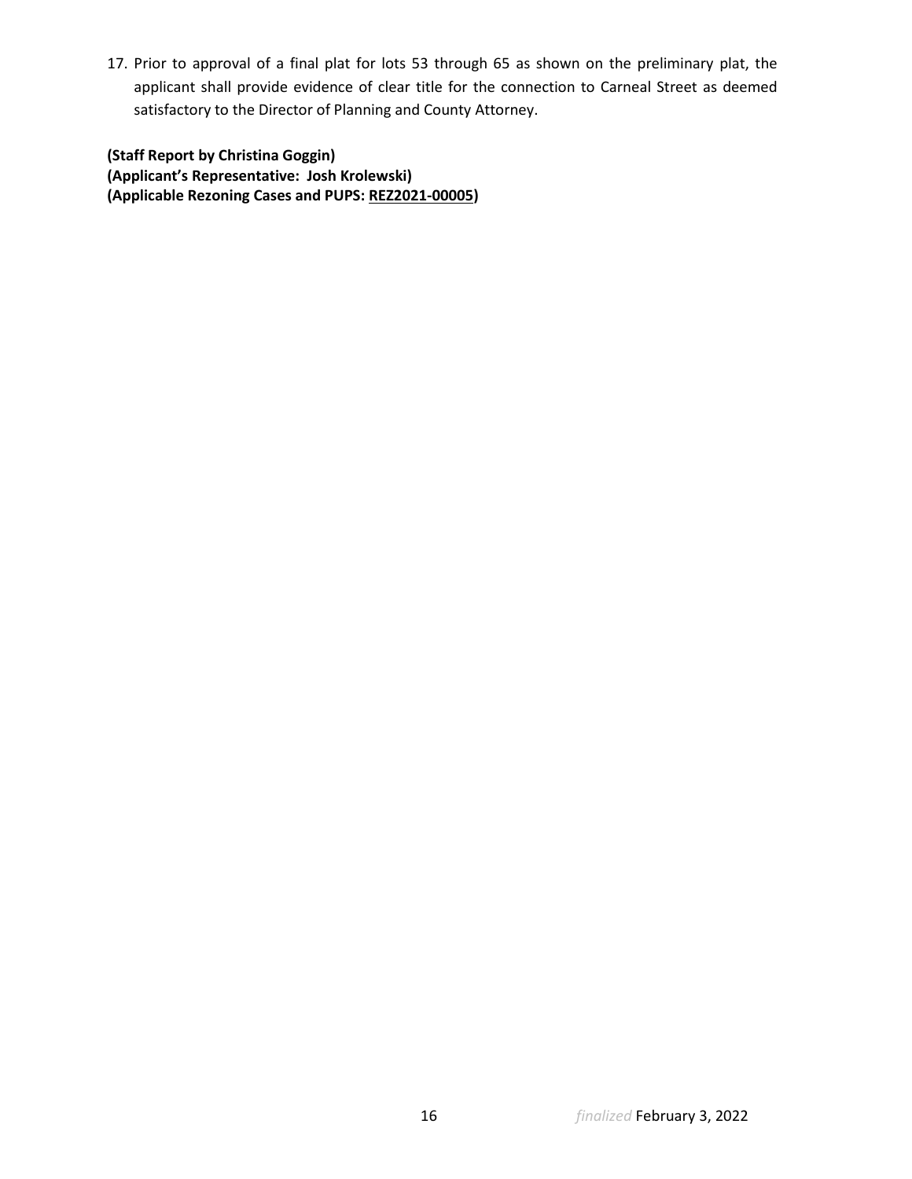17. Prior to approval of a final plat for lots 53 through 65 as shown on the preliminary plat, the applicant shall provide evidence of clear title for the connection to Carneal Street as deemed satisfactory to the Director of Planning and County Attorney.

**(Staff Report by Christina Goggin)**
**(Applicant's Representative: Josh Krolewski)**
**(Applicable Rezoning Cases and PUPS: REZ2021-00005)**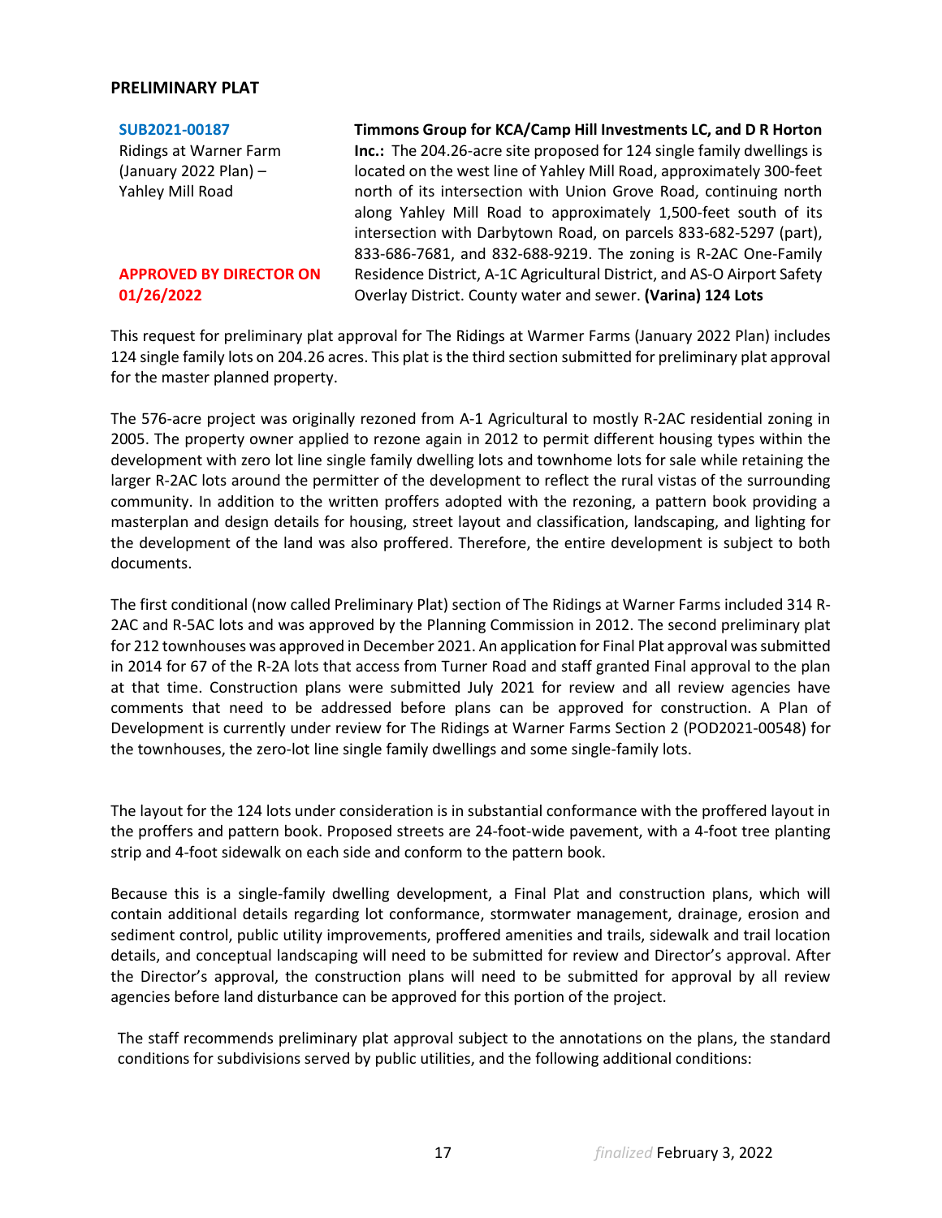## PRELIMINARY PLAT

**SUB2021-00187**
Ridings at Warner Farm (January 2022 Plan) – Yahley Mill Road

**APPROVED BY DIRECTOR ON 01/26/2022**

**Timmons Group for KCA/Camp Hill Investments LC, and D R Horton Inc.:** The 204.26-acre site proposed for 124 single family dwellings is located on the west line of Yahley Mill Road, approximately 300-feet north of its intersection with Union Grove Road, continuing north along Yahley Mill Road to approximately 1,500-feet south of its intersection with Darbytown Road, on parcels 833-682-5297 (part), 833-686-7681, and 832-688-9219. The zoning is R-2AC One-Family Residence District, A-1C Agricultural District, and AS-O Airport Safety Overlay District. County water and sewer. **(Varina) 124 Lots**

This request for preliminary plat approval for The Ridings at Warmer Farms (January 2022 Plan) includes 124 single family lots on 204.26 acres. This plat is the third section submitted for preliminary plat approval for the master planned property.

The 576-acre project was originally rezoned from A-1 Agricultural to mostly R-2AC residential zoning in 2005. The property owner applied to rezone again in 2012 to permit different housing types within the development with zero lot line single family dwelling lots and townhome lots for sale while retaining the larger R-2AC lots around the permitter of the development to reflect the rural vistas of the surrounding community. In addition to the written proffers adopted with the rezoning, a pattern book providing a masterplan and design details for housing, street layout and classification, landscaping, and lighting for the development of the land was also proffered. Therefore, the entire development is subject to both documents.

The first conditional (now called Preliminary Plat) section of The Ridings at Warner Farms included 314 R-2AC and R-5AC lots and was approved by the Planning Commission in 2012. The second preliminary plat for 212 townhouses was approved in December 2021. An application for Final Plat approval was submitted in 2014 for 67 of the R-2A lots that access from Turner Road and staff granted Final approval to the plan at that time. Construction plans were submitted July 2021 for review and all review agencies have comments that need to be addressed before plans can be approved for construction. A Plan of Development is currently under review for The Ridings at Warner Farms Section 2 (POD2021-00548) for the townhouses, the zero-lot line single family dwellings and some single-family lots.

The layout for the 124 lots under consideration is in substantial conformance with the proffered layout in the proffers and pattern book. Proposed streets are 24-foot-wide pavement, with a 4-foot tree planting strip and 4-foot sidewalk on each side and conform to the pattern book.

Because this is a single-family dwelling development, a Final Plat and construction plans, which will contain additional details regarding lot conformance, stormwater management, drainage, erosion and sediment control, public utility improvements, proffered amenities and trails, sidewalk and trail location details, and conceptual landscaping will need to be submitted for review and Director's approval. After the Director's approval, the construction plans will need to be submitted for approval by all review agencies before land disturbance can be approved for this portion of the project.

The staff recommends preliminary plat approval subject to the annotations on the plans, the standard conditions for subdivisions served by public utilities, and the following additional conditions: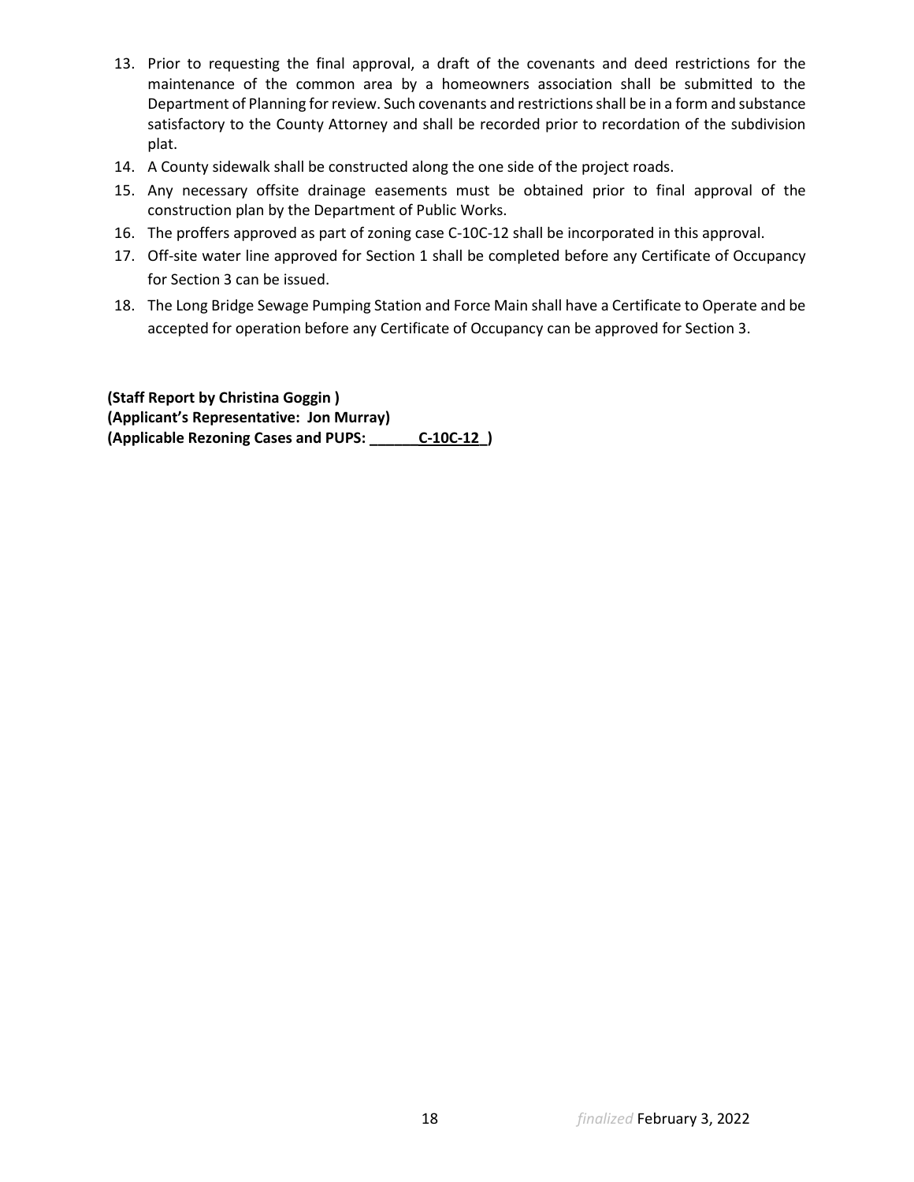13. Prior to requesting the final approval, a draft of the covenants and deed restrictions for the maintenance of the common area by a homeowners association shall be submitted to the Department of Planning for review. Such covenants and restrictions shall be in a form and substance satisfactory to the County Attorney and shall be recorded prior to recordation of the subdivision plat.
14. A County sidewalk shall be constructed along the one side of the project roads.
15. Any necessary offsite drainage easements must be obtained prior to final approval of the construction plan by the Department of Public Works.
16. The proffers approved as part of zoning case C-10C-12 shall be incorporated in this approval.
17. Off-site water line approved for Section 1 shall be completed before any Certificate of Occupancy for Section 3 can be issued.
18. The Long Bridge Sewage Pumping Station and Force Main shall have a Certificate to Operate and be accepted for operation before any Certificate of Occupancy can be approved for Section 3.

**(Staff Report by Christina Goggin )**
**(Applicant's Representative: Jon Murray)**
**(Applicable Rezoning Cases and PUPS: ______C-10C-12_)**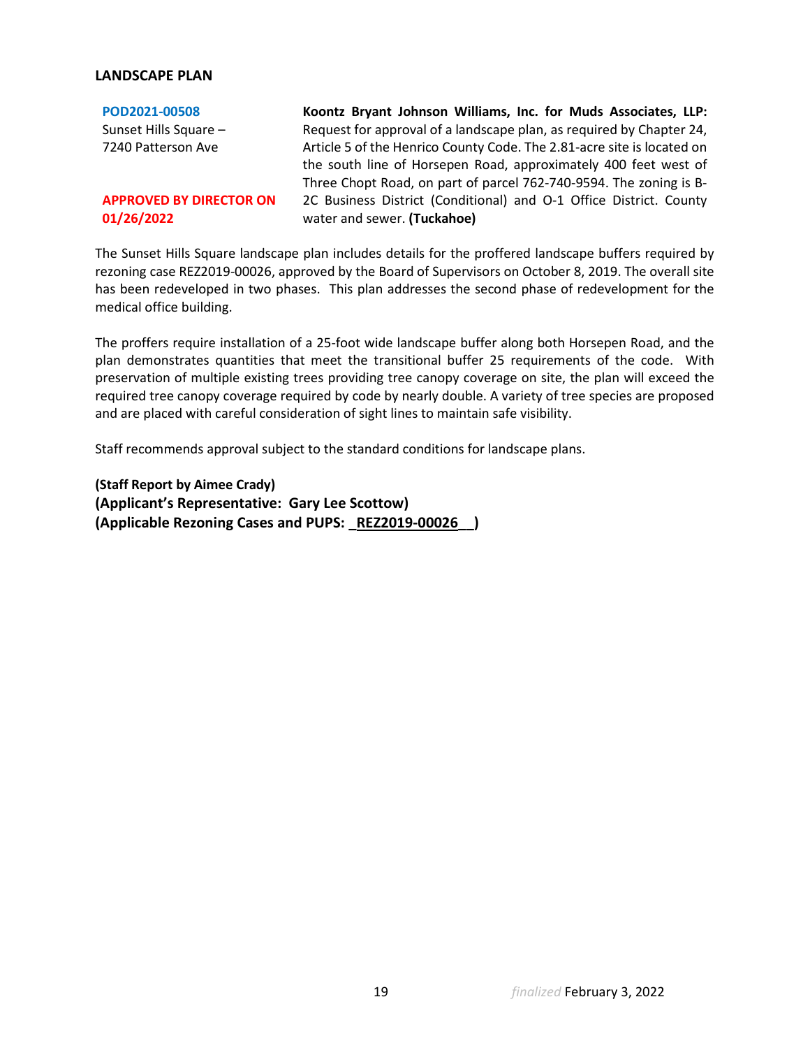## LANDSCAPE PLAN

| | |
|---|---|
| POD2021-00508<br>Sunset Hills Square –<br>7240 Patterson Ave<br><br>**APPROVED BY DIRECTOR ON 01/26/2022** | **Koontz Bryant Johnson Williams, Inc. for Muds Associates, LLP:** Request for approval of a landscape plan, as required by Chapter 24, Article 5 of the Henrico County Code. The 2.81-acre site is located on the south line of Horsepen Road, approximately 400 feet west of Three Chopt Road, on part of parcel 762-740-9594. The zoning is B-2C Business District (Conditional) and O-1 Office District. County water and sewer. **(Tuckahoe)** |

The Sunset Hills Square landscape plan includes details for the proffered landscape buffers required by rezoning case REZ2019-00026, approved by the Board of Supervisors on October 8, 2019. The overall site has been redeveloped in two phases. This plan addresses the second phase of redevelopment for the medical office building.

The proffers require installation of a 25-foot wide landscape buffer along both Horsepen Road, and the plan demonstrates quantities that meet the transitional buffer 25 requirements of the code. With preservation of multiple existing trees providing tree canopy coverage on site, the plan will exceed the required tree canopy coverage required by code by nearly double. A variety of tree species are proposed and are placed with careful consideration of sight lines to maintain safe visibility.

Staff recommends approval subject to the standard conditions for landscape plans.

**(Staff Report by Aimee Crady)**
**(Applicant's Representative: Gary Lee Scottow)**
**(Applicable Rezoning Cases and PUPS: _REZ2019-00026__)**